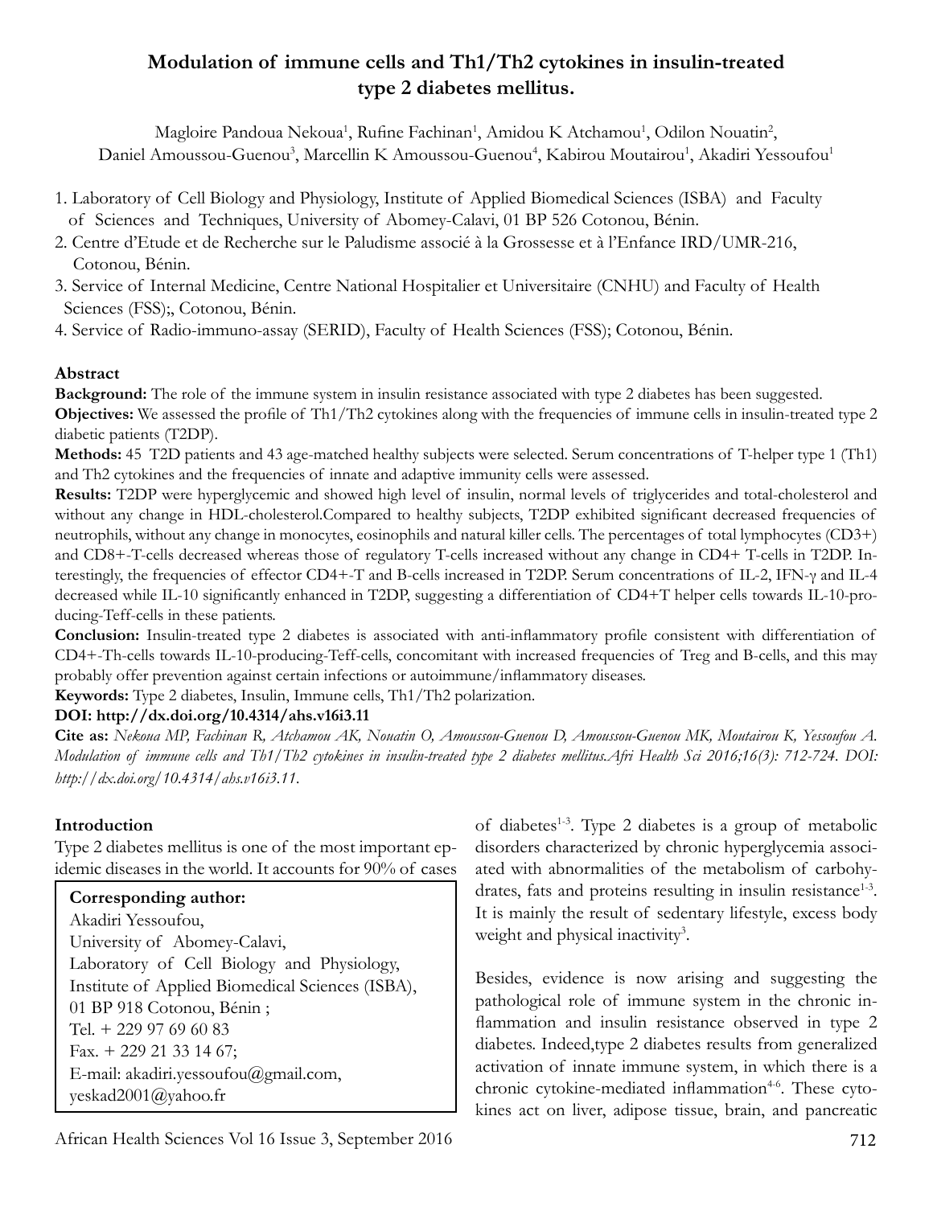# Modulation of immune cells and Th1/Th2 cytokines in insulin-treated type 2 diabetes mellitus.

Magloire Pandoua Nekoua[1], Rufine Fachinan[1], Amidou K Atchamou[1], Odilon Nouatin[2], Daniel Amoussou-Guenou[3], Marcellin K Amoussou-Guenou[4], Kabirou Moutairou[1], Akadiri Yessoufou[1]

1. Laboratory of Cell Biology and Physiology, Institute of Applied Biomedical Sciences (ISBA) and Faculty of Sciences and Techniques, University of Abomey-Calavi, 01 BP 526 Cotonou, Bénin.
2. Centre d'Etude et de Recherche sur le Paludisme associé à la Grossesse et à l'Enfance IRD/UMR-216, Cotonou, Bénin.
3. Service of Internal Medicine, Centre National Hospitalier et Universitaire (CNHU) and Faculty of Health Sciences (FSS);, Cotonou, Bénin.
4. Service of Radio-immuno-assay (SERID), Faculty of Health Sciences (FSS); Cotonou, Bénin.

## Abstract

**Background:** The role of the immune system in insulin resistance associated with type 2 diabetes has been suggested.

**Objectives:** We assessed the profile of Th1/Th2 cytokines along with the frequencies of immune cells in insulin-treated type 2 diabetic patients (T2DP).

**Methods:** 45 T2D patients and 43 age-matched healthy subjects were selected. Serum concentrations of T-helper type 1 (Th1) and Th2 cytokines and the frequencies of innate and adaptive immunity cells were assessed.

**Results:** T2DP were hyperglycemic and showed high level of insulin, normal levels of triglycerides and total-cholesterol and without any change in HDL-cholesterol.Compared to healthy subjects, T2DP exhibited significant decreased frequencies of neutrophils, without any change in monocytes, eosinophils and natural killer cells. The percentages of total lymphocytes (CD3+) and CD8+-T-cells decreased whereas those of regulatory T-cells increased without any change in CD4+ T-cells in T2DP. Interestingly, the frequencies of effector CD4+-T and B-cells increased in T2DP. Serum concentrations of IL-2, IFN-γ and IL-4 decreased while IL-10 significantly enhanced in T2DP, suggesting a differentiation of CD4+T helper cells towards IL-10-producing-Teff-cells in these patients.

**Conclusion:** Insulin-treated type 2 diabetes is associated with anti-inflammatory profile consistent with differentiation of CD4+-Th-cells towards IL-10-producing-Teff-cells, concomitant with increased frequencies of Treg and B-cells, and this may probably offer prevention against certain infections or autoimmune/inflammatory diseases.

**Keywords:** Type 2 diabetes, Insulin, Immune cells, Th1/Th2 polarization.

**DOI: http://dx.doi.org/10.4314/ahs.v16i3.11**

**Cite as:** *Nekoua MP, Fachinan R, Atchamou AK, Nouatin O, Amoussou-Guenou D, Amoussou-Guenou MK, Moutairou K, Yessoufou A. Modulation of immune cells and Th1/Th2 cytokines in insulin-treated type 2 diabetes mellitus.Afri Health Sci 2016;16(3): 712-724. DOI: http://dx.doi.org/10.4314/ahs.v16i3.11.*

## Introduction

Type 2 diabetes mellitus is one of the most important epidemic diseases in the world. It accounts for 90% of cases of diabetes[1-3]. Type 2 diabetes is a group of metabolic disorders characterized by chronic hyperglycemia associated with abnormalities of the metabolism of carbohydrates, fats and proteins resulting in insulin resistance[1-3]. It is mainly the result of sedentary lifestyle, excess body weight and physical inactivity[3].

Besides, evidence is now arising and suggesting the pathological role of immune system in the chronic inflammation and insulin resistance observed in type 2 diabetes. Indeed,type 2 diabetes results from generalized activation of innate immune system, in which there is a chronic cytokine-mediated inflammation[4-6]. These cytokines act on liver, adipose tissue, brain, and pancreatic

**Corresponding author:**
Akadiri Yessoufou,
University of Abomey-Calavi,
Laboratory of Cell Biology and Physiology,
Institute of Applied Biomedical Sciences (ISBA),
01 BP 918 Cotonou, Bénin ;
Tel. + 229 97 69 60 83
Fax. + 229 21 33 14 67;
E-mail: akadiri.yessoufou@gmail.com,
yeskad2001@yahoo.fr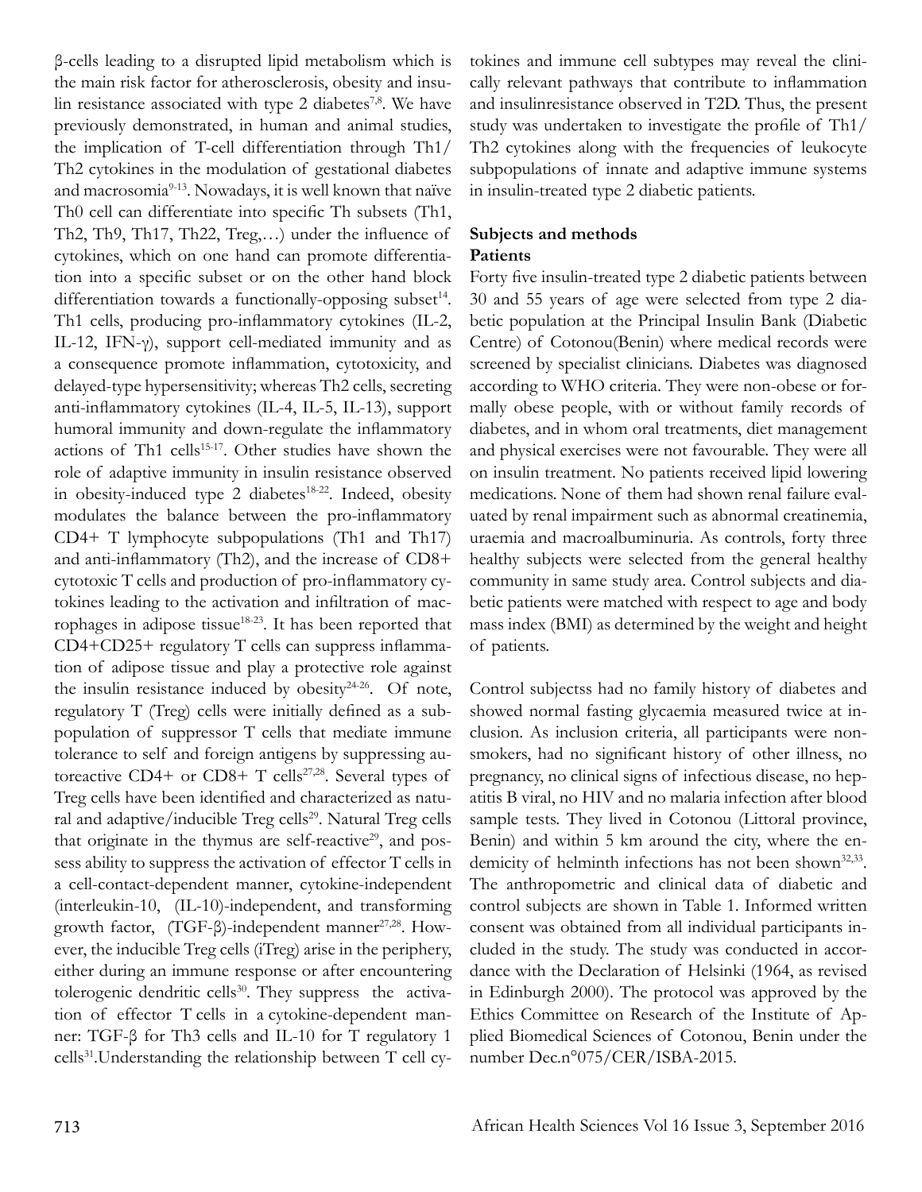β-cells leading to a disrupted lipid metabolism which is the main risk factor for atherosclerosis, obesity and insulin resistance associated with type 2 diabetes[7,8]. We have previously demonstrated, in human and animal studies, the implication of T-cell differentiation through Th1/Th2 cytokines in the modulation of gestational diabetes and macrosomia[9-13]. Nowadays, it is well known that naïve Th0 cell can differentiate into specific Th subsets (Th1, Th2, Th9, Th17, Th22, Treg,…) under the influence of cytokines, which on one hand can promote differentiation into a specific subset or on the other hand block differentiation towards a functionally-opposing subset[14]. Th1 cells, producing pro-inflammatory cytokines (IL-2, IL-12, IFN-γ), support cell-mediated immunity and as a consequence promote inflammation, cytotoxicity, and delayed-type hypersensitivity; whereas Th2 cells, secreting anti-inflammatory cytokines (IL-4, IL-5, IL-13), support humoral immunity and down-regulate the inflammatory actions of Th1 cells[15-17]. Other studies have shown the role of adaptive immunity in insulin resistance observed in obesity-induced type 2 diabetes[18-22]. Indeed, obesity modulates the balance between the pro-inflammatory CD4+ T lymphocyte subpopulations (Th1 and Th17) and anti-inflammatory (Th2), and the increase of CD8+ cytotoxic T cells and production of pro-inflammatory cytokines leading to the activation and infiltration of macrophages in adipose tissue[18-23]. It has been reported that CD4+CD25+ regulatory T cells can suppress inflammation of adipose tissue and play a protective role against the insulin resistance induced by obesity[24-26]. Of note, regulatory T (Treg) cells were initially defined as a subpopulation of suppressor T cells that mediate immune tolerance to self and foreign antigens by suppressing autoreactive CD4+ or CD8+ T cells[27,28]. Several types of Treg cells have been identified and characterized as natural and adaptive/inducible Treg cells[29]. Natural Treg cells that originate in the thymus are self-reactive[29], and possess ability to suppress the activation of effector T cells in a cell-contact-dependent manner, cytokine-independent (interleukin-10, (IL-10)-independent, and transforming growth factor, (TGF-β)-independent manner[27,28]. However, the inducible Treg cells (iTreg) arise in the periphery, either during an immune response or after encountering tolerogenic dendritic cells[30]. They suppress the activation of effector T cells in a cytokine-dependent manner: TGF-β for Th3 cells and IL-10 for T regulatory 1 cells[31].Understanding the relationship between T cell cytokines and immune cell subtypes may reveal the clinically relevant pathways that contribute to inflammation and insulinresistance observed in T2D. Thus, the present study was undertaken to investigate the profile of Th1/Th2 cytokines along with the frequencies of leukocyte subpopulations of innate and adaptive immune systems in insulin-treated type 2 diabetic patients.

## Subjects and methods

### Patients

Forty five insulin-treated type 2 diabetic patients between 30 and 55 years of age were selected from type 2 diabetic population at the Principal Insulin Bank (Diabetic Centre) of Cotonou(Benin) where medical records were screened by specialist clinicians. Diabetes was diagnosed according to WHO criteria. They were non-obese or formally obese people, with or without family records of diabetes, and in whom oral treatments, diet management and physical exercises were not favourable. They were all on insulin treatment. No patients received lipid lowering medications. None of them had shown renal failure evaluated by renal impairment such as abnormal creatinemia, uraemia and macroalbuminuria. As controls, forty three healthy subjects were selected from the general healthy community in same study area. Control subjects and diabetic patients were matched with respect to age and body mass index (BMI) as determined by the weight and height of patients.

Control subjectss had no family history of diabetes and showed normal fasting glycaemia measured twice at inclusion. As inclusion criteria, all participants were nonsmokers, had no significant history of other illness, no pregnancy, no clinical signs of infectious disease, no hepatitis B viral, no HIV and no malaria infection after blood sample tests. They lived in Cotonou (Littoral province, Benin) and within 5 km around the city, where the endemicity of helminth infections has not been shown[32,33]. The anthropometric and clinical data of diabetic and control subjects are shown in Table 1. Informed written consent was obtained from all individual participants included in the study. The study was conducted in accordance with the Declaration of Helsinki (1964, as revised in Edinburgh 2000). The protocol was approved by the Ethics Committee on Research of the Institute of Applied Biomedical Sciences of Cotonou, Benin under the number Dec.n°075/CER/ISBA-2015.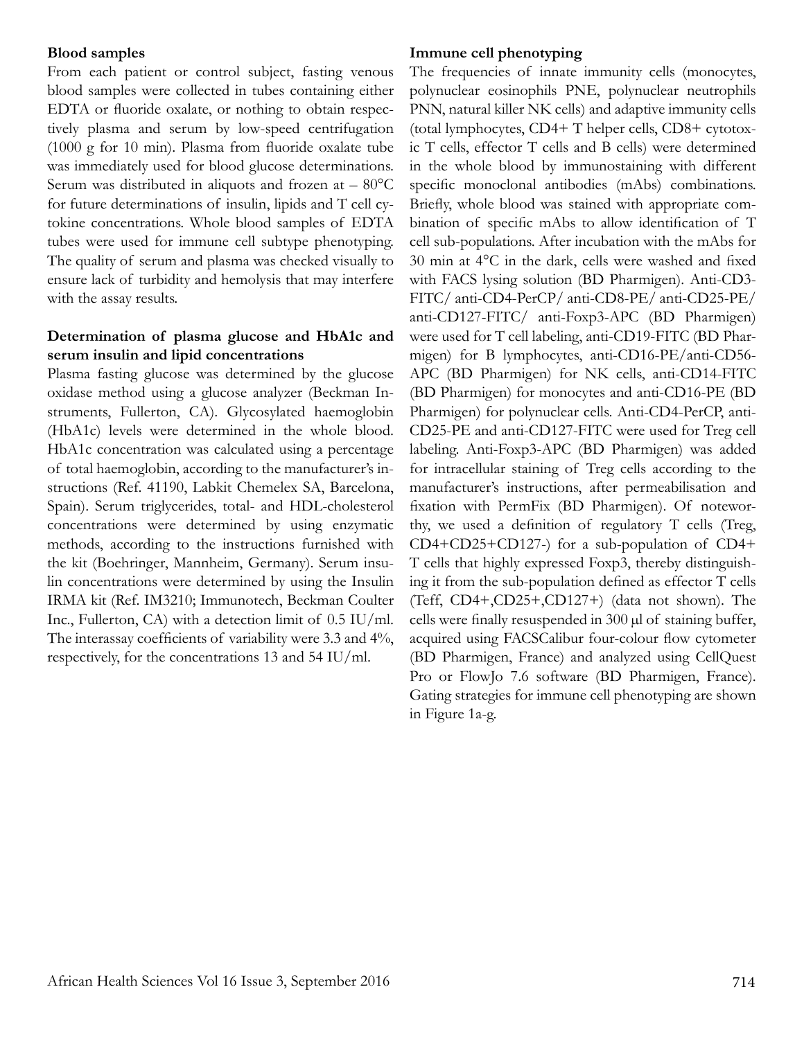**Blood samples**

From each patient or control subject, fasting venous blood samples were collected in tubes containing either EDTA or fluoride oxalate, or nothing to obtain respectively plasma and serum by low-speed centrifugation (1000 g for 10 min). Plasma from fluoride oxalate tube was immediately used for blood glucose determinations. Serum was distributed in aliquots and frozen at – 80°C for future determinations of insulin, lipids and T cell cytokine concentrations. Whole blood samples of EDTA tubes were used for immune cell subtype phenotyping. The quality of serum and plasma was checked visually to ensure lack of turbidity and hemolysis that may interfere with the assay results.

**Determination of plasma glucose and HbA1c and serum insulin and lipid concentrations**

Plasma fasting glucose was determined by the glucose oxidase method using a glucose analyzer (Beckman Instruments, Fullerton, CA). Glycosylated haemoglobin (HbA1c) levels were determined in the whole blood. HbA1c concentration was calculated using a percentage of total haemoglobin, according to the manufacturer's instructions (Ref. 41190, Labkit Chemelex SA, Barcelona, Spain). Serum triglycerides, total- and HDL-cholesterol concentrations were determined by using enzymatic methods, according to the instructions furnished with the kit (Boehringer, Mannheim, Germany). Serum insulin concentrations were determined by using the Insulin IRMA kit (Ref. IM3210; Immunotech, Beckman Coulter Inc., Fullerton, CA) with a detection limit of 0.5 IU/ml. The interassay coefficients of variability were 3.3 and 4%, respectively, for the concentrations 13 and 54 IU/ml.

**Immune cell phenotyping**

The frequencies of innate immunity cells (monocytes, polynuclear eosinophils PNE, polynuclear neutrophils PNN, natural killer NK cells) and adaptive immunity cells (total lymphocytes, CD4+ T helper cells, CD8+ cytotoxic T cells, effector T cells and B cells) were determined in the whole blood by immunostaining with different specific monoclonal antibodies (mAbs) combinations. Briefly, whole blood was stained with appropriate combination of specific mAbs to allow identification of T cell sub-populations. After incubation with the mAbs for 30 min at 4°C in the dark, cells were washed and fixed with FACS lysing solution (BD Pharmigen). Anti-CD3-FITC/ anti-CD4-PerCP/ anti-CD8-PE/ anti-CD25-PE/ anti-CD127-FITC/ anti-Foxp3-APC (BD Pharmigen) were used for T cell labeling, anti-CD19-FITC (BD Pharmigen) for B lymphocytes, anti-CD16-PE/anti-CD56-APC (BD Pharmigen) for NK cells, anti-CD14-FITC (BD Pharmigen) for monocytes and anti-CD16-PE (BD Pharmigen) for polynuclear cells. Anti-CD4-PerCP, anti-CD25-PE and anti-CD127-FITC were used for Treg cell labeling. Anti-Foxp3-APC (BD Pharmigen) was added for intracellular staining of Treg cells according to the manufacturer's instructions, after permeabilisation and fixation with PermFix (BD Pharmigen). Of noteworthy, we used a definition of regulatory T cells (Treg, CD4+CD25+CD127-) for a sub-population of CD4+ T cells that highly expressed Foxp3, thereby distinguishing it from the sub-population defined as effector T cells (Teff, CD4+,CD25+,CD127+) (data not shown). The cells were finally resuspended in 300 μl of staining buffer, acquired using FACSCalibur four-colour flow cytometer (BD Pharmigen, France) and analyzed using CellQuest Pro or FlowJo 7.6 software (BD Pharmigen, France). Gating strategies for immune cell phenotyping are shown in Figure 1a-g.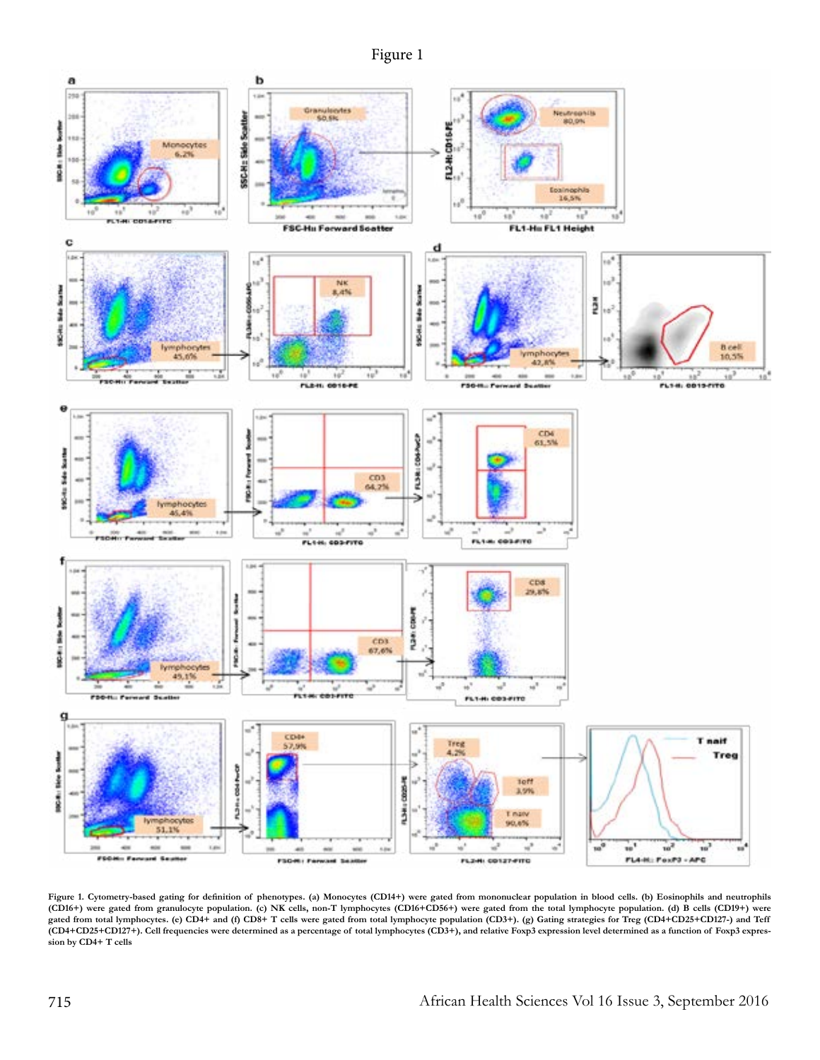Figure 1

Figure 1. Cytometry-based gating for definition of phenotypes. (a) Monocytes (CD14+) were gated from mononuclear population in blood cells. (b) Eosinophils and neutrophils (CD16+) were gated from granulocyte population. (c) NK cells, non-T lymphocytes (CD16+CD56+) were gated from the total lymphocyte population. (d) B cells (CD19+) were gated from total lymphocytes. (e) CD4+ and (f) CD8+ T cells were gated from total lymphocyte population (CD3+). (g) Gating strategies for Treg (CD4+CD25+CD127-) and Teff (CD4+CD25+CD127+). Cell frequencies were determined as a percentage of total lymphocytes (CD3+), and relative Foxp3 expression level determined as a function of Foxp3 expression by CD4+ T cells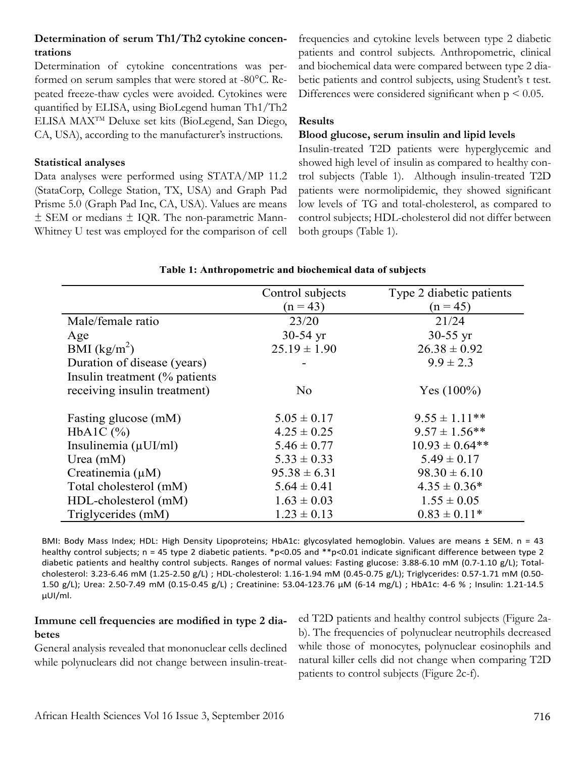### Determination of serum Th1/Th2 cytokine concentrations

Determination of cytokine concentrations was performed on serum samples that were stored at -80°C. Repeated freeze-thaw cycles were avoided. Cytokines were quantified by ELISA, using BioLegend human Th1/Th2 ELISA MAX™ Deluxe set kits (BioLegend, San Diego, CA, USA), according to the manufacturer's instructions.

### Statistical analyses

Data analyses were performed using STATA/MP 11.2 (StataCorp, College Station, TX, USA) and Graph Pad Prisme 5.0 (Graph Pad Inc, CA, USA). Values are means ± SEM or medians ± IQR. The non-parametric Mann-Whitney U test was employed for the comparison of cell frequencies and cytokine levels between type 2 diabetic patients and control subjects. Anthropometric, clinical and biochemical data were compared between type 2 diabetic patients and control subjects, using Student's t test. Differences were considered significant when $p < 0.05$.

## Results

### Blood glucose, serum insulin and lipid levels

Insulin-treated T2D patients were hyperglycemic and showed high level of insulin as compared to healthy control subjects (Table 1). Although insulin-treated T2D patients were normolipidemic, they showed significant low levels of TG and total-cholesterol, as compared to control subjects; HDL-cholesterol did not differ between both groups (Table 1).

**Table 1: Anthropometric and biochemical data of subjects**

| | Control subjects (n = 43) | Type 2 diabetic patients (n = 45) |
|---|---|---|
| Male/female ratio | 23/20 | 21/24 |
| Age | 30-54 yr | 30-55 yr |
| BMI (kg/m$^2$) | 25.19 ± 1.90 | 26.38 ± 0.92 |
| Duration of disease (years) | - | 9.9 ± 2.3 |
| Insulin treatment (% patients receiving insulin treatment) | No | Yes (100%) |
| Fasting glucose (mM) | 5.05 ± 0.17 | 9.55 ± 1.11** |
| HbA1C (%) | 4.25 ± 0.25 | 9.57 ± 1.56** |
| Insulinemia (µUI/ml) | 5.46 ± 0.77 | 10.93 ± 0.64** |
| Urea (mM) | 5.33 ± 0.33 | 5.49 ± 0.17 |
| Creatinemia (µM) | 95.38 ± 6.31 | 98.30 ± 6.10 |
| Total cholesterol (mM) | 5.64 ± 0.41 | 4.35 ± 0.36* |
| HDL-cholesterol (mM) | 1.63 ± 0.03 | 1.55 ± 0.05 |
| Triglycerides (mM) | 1.23 ± 0.13 | 0.83 ± 0.11* |

BMI: Body Mass Index; HDL: High Density Lipoproteins; HbA1c: glycosylated hemoglobin. Values are means ± SEM. n = 43 healthy control subjects; n = 45 type 2 diabetic patients. *$p<0.05$ and **$p<0.01$ indicate significant difference between type 2 diabetic patients and healthy control subjects. Ranges of normal values: Fasting glucose: 3.88-6.10 mM (0.7-1.10 g/L); Total-cholesterol: 3.23-6.46 mM (1.25-2.50 g/L) ; HDL-cholesterol: 1.16-1.94 mM (0.45-0.75 g/L); Triglycerides: 0.57-1.71 mM (0.50-1.50 g/L); Urea: 2.50-7.49 mM (0.15-0.45 g/L) ; Creatinine: 53.04-123.76 µM (6-14 mg/L) ; HbA1c: 4-6 % ; Insulin: 1.21-14.5 µUI/ml.

### Immune cell frequencies are modified in type 2 diabetes

General analysis revealed that mononuclear cells declined while polynuclears did not change between insulin-treated T2D patients and healthy control subjects (Figure 2a-b). The frequencies of polynuclear neutrophils decreased while those of monocytes, polynuclear eosinophils and natural killer cells did not change when comparing T2D patients to control subjects (Figure 2c-f).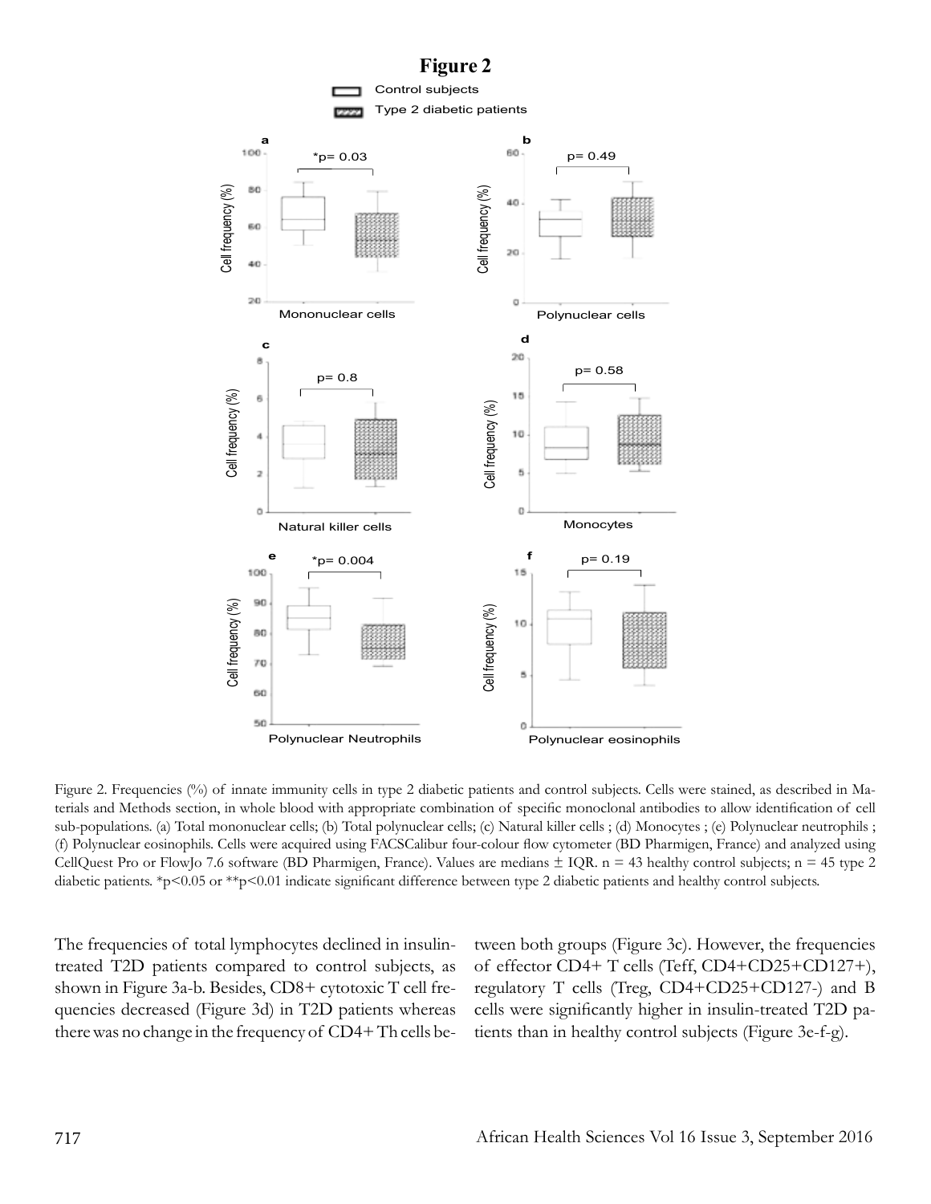Figure 2. Frequencies (%) of innate immunity cells in type 2 diabetic patients and control subjects. Cells were stained, as described in Materials and Methods section, in whole blood with appropriate combination of specific monoclonal antibodies to allow identification of cell sub-populations. (a) Total mononuclear cells; (b) Total polynuclear cells; (c) Natural killer cells ; (d) Monocytes ; (e) Polynuclear neutrophils ; (f) Polynuclear eosinophils. Cells were acquired using FACSCalibur four-colour flow cytometer (BD Pharmigen, France) and analyzed using CellQuest Pro or FlowJo 7.6 software (BD Pharmigen, France). Values are medians ± IQR. n = 43 healthy control subjects; n = 45 type 2 diabetic patients. *p<0.05 or **p<0.01 indicate significant difference between type 2 diabetic patients and healthy control subjects.

The frequencies of total lymphocytes declined in insulin-treated T2D patients compared to control subjects, as shown in Figure 3a-b. Besides, CD8+ cytotoxic T cell frequencies decreased (Figure 3d) in T2D patients whereas there was no change in the frequency of CD4+ Th cells between both groups (Figure 3c). However, the frequencies of effector CD4+ T cells (Teff, CD4+CD25+CD127+), regulatory T cells (Treg, CD4+CD25+CD127-) and B cells were significantly higher in insulin-treated T2D patients than in healthy control subjects (Figure 3e-f-g).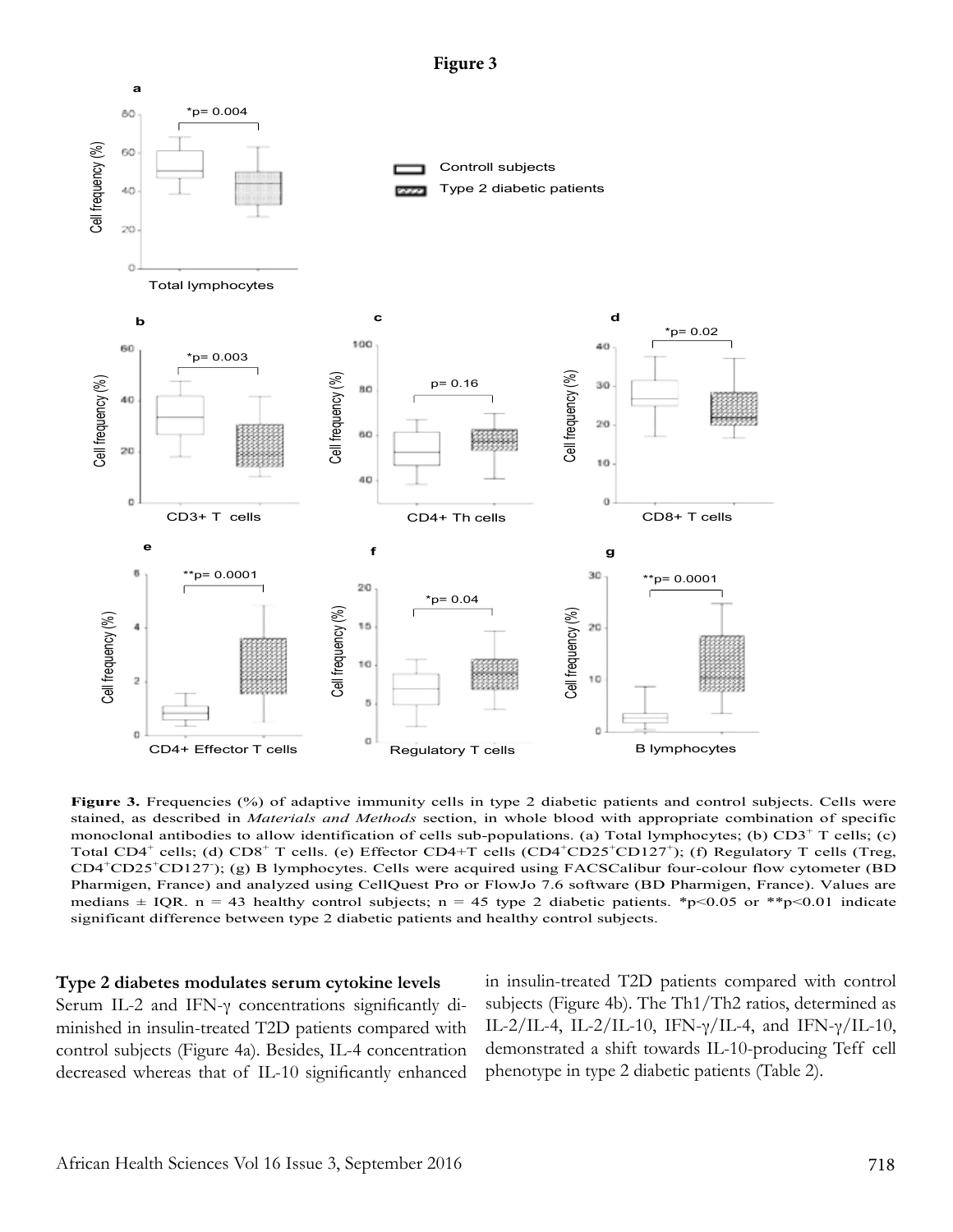**Figure 3**

**Figure 3.** Frequencies (%) of adaptive immunity cells in type 2 diabetic patients and control subjects. Cells were stained, as described in *Materials and Methods* section, in whole blood with appropriate combination of specific monoclonal antibodies to allow identification of cells sub-populations. (a) Total lymphocytes; (b) $CD3^+$ T cells; (c) Total $CD4^+$ cells; (d) $CD8^+$ T cells. (e) Effector CD4+T cells ($CD4^+CD25^+CD127^+$); (f) Regulatory T cells (Treg, $CD4^+CD25^+CD127^-$); (g) B lymphocytes. Cells were acquired using FACSCalibur four-colour flow cytometer (BD Pharmigen, France) and analyzed using CellQuest Pro or FlowJo 7.6 software (BD Pharmigen, France). Values are medians ± IQR. n = 43 healthy control subjects; n = 45 type 2 diabetic patients. *$p<0.05$ or **$p<0.01$ indicate significant difference between type 2 diabetic patients and healthy control subjects.

### Type 2 diabetes modulates serum cytokine levels

Serum IL-2 and IFN-γ concentrations significantly diminished in insulin-treated T2D patients compared with control subjects (Figure 4a). Besides, IL-4 concentration decreased whereas that of IL-10 significantly enhanced in insulin-treated T2D patients compared with control subjects (Figure 4b). The Th1/Th2 ratios, determined as IL-2/IL-4, IL-2/IL-10, IFN-γ/IL-4, and IFN-γ/IL-10, demonstrated a shift towards IL-10-producing Teff cell phenotype in type 2 diabetic patients (Table 2).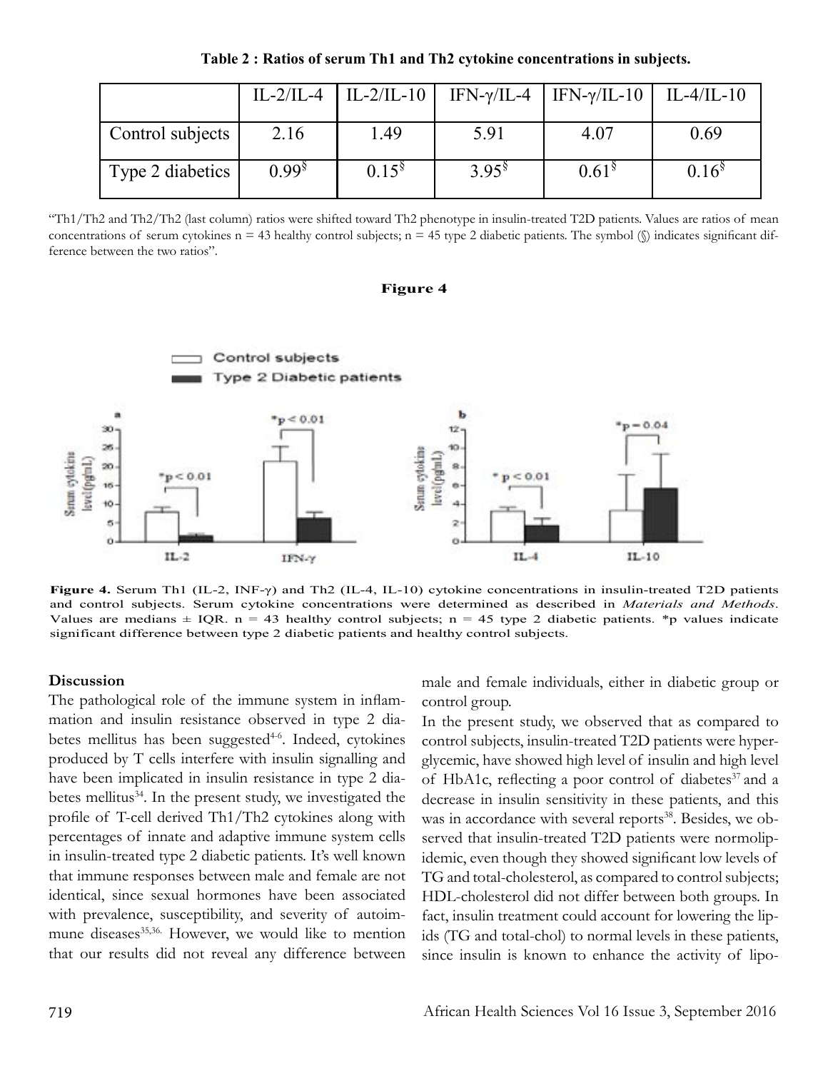**Table 2 : Ratios of serum Th1 and Th2 cytokine concentrations in subjects.**

| | IL-2/IL-4 | IL-2/IL-10 | IFN-γ/IL-4 | IFN-γ/IL-10 | IL-4/IL-10 |
|---|---|---|---|---|---|
| Control subjects | 2.16 | 1.49 | 5.91 | 4.07 | 0.69 |
| Type 2 diabetics | 0.99§ | 0.15§ | 3.95§ | 0.61§ | 0.16§ |

"Th1/Th2 and Th2/Th2 (last column) ratios were shifted toward Th2 phenotype in insulin-treated T2D patients. Values are ratios of mean concentrations of serum cytokines n = 43 healthy control subjects; n = 45 type 2 diabetic patients. The symbol (§) indicates significant difference between the two ratios".

**Figure 4**

**Figure 4.** Serum Th1 (IL-2, INF-γ) and Th2 (IL-4, IL-10) cytokine concentrations in insulin-treated T2D patients and control subjects. Serum cytokine concentrations were determined as described in *Materials and Methods*. Values are medians ± IQR. n = 43 healthy control subjects; n = 45 type 2 diabetic patients. *p values indicate significant difference between type 2 diabetic patients and healthy control subjects.

## Discussion

The pathological role of the immune system in inflammation and insulin resistance observed in type 2 diabetes mellitus has been suggested[4-6]. Indeed, cytokines produced by T cells interfere with insulin signalling and have been implicated in insulin resistance in type 2 diabetes mellitus[34]. In the present study, we investigated the profile of T-cell derived Th1/Th2 cytokines along with percentages of innate and adaptive immune system cells in insulin-treated type 2 diabetic patients. It's well known that immune responses between male and female are not identical, since sexual hormones have been associated with prevalence, susceptibility, and severity of autoimmune diseases[35,36]. However, we would like to mention that our results did not reveal any difference between male and female individuals, either in diabetic group or control group.

In the present study, we observed that as compared to control subjects, insulin-treated T2D patients were hyperglycemic, have showed high level of insulin and high level of HbA1c, reflecting a poor control of diabetes[37] and a decrease in insulin sensitivity in these patients, and this was in accordance with several reports[38]. Besides, we observed that insulin-treated T2D patients were normolipidemic, even though they showed significant low levels of TG and total-cholesterol, as compared to control subjects; HDL-cholesterol did not differ between both groups. In fact, insulin treatment could account for lowering the lipids (TG and total-chol) to normal levels in these patients, since insulin is known to enhance the activity of lipo-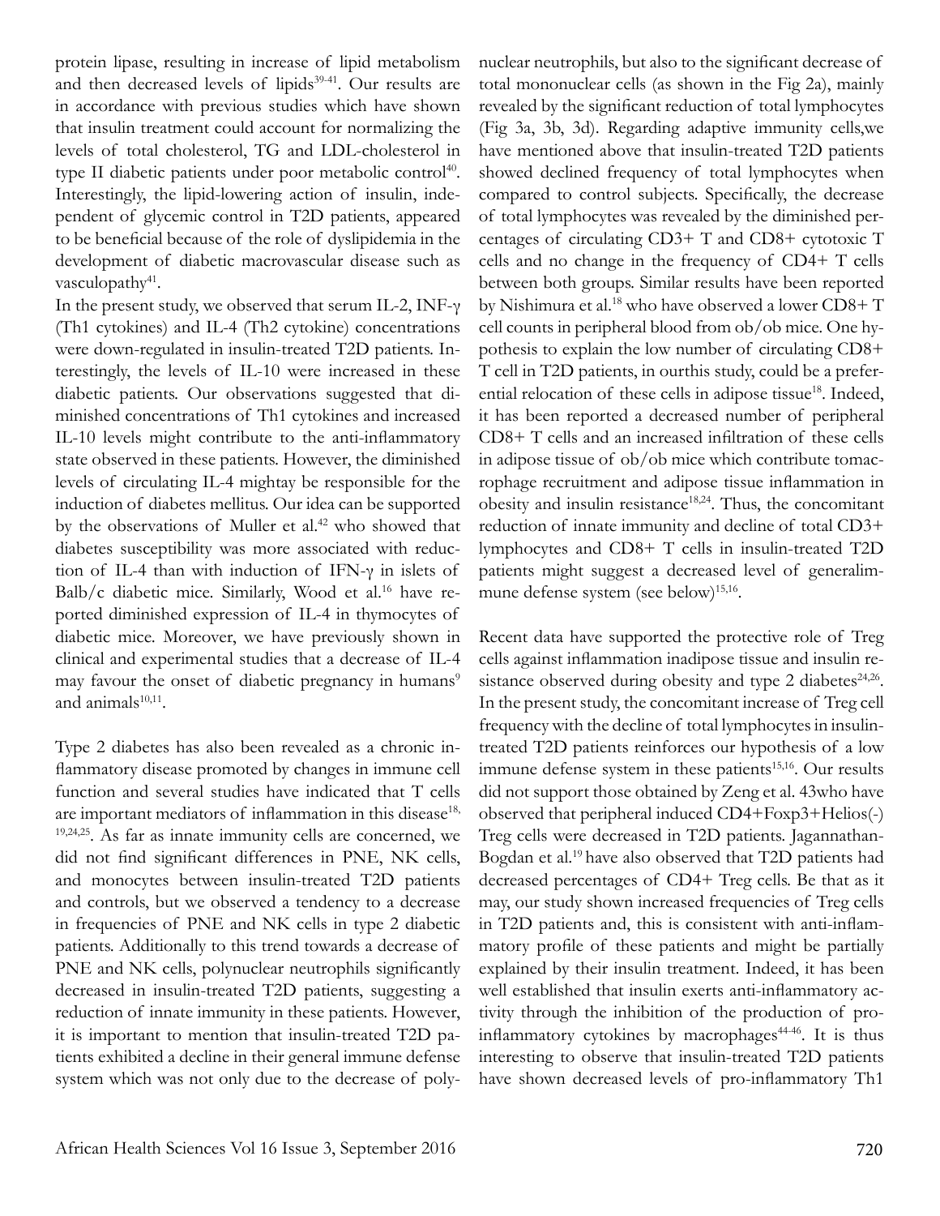protein lipase, resulting in increase of lipid metabolism and then decreased levels of lipids[39-41]. Our results are in accordance with previous studies which have shown that insulin treatment could account for normalizing the levels of total cholesterol, TG and LDL-cholesterol in type II diabetic patients under poor metabolic control[40]. Interestingly, the lipid-lowering action of insulin, independent of glycemic control in T2D patients, appeared to be beneficial because of the role of dyslipidemia in the development of diabetic macrovascular disease such as vasculopathy[41].

In the present study, we observed that serum IL-2, INF-γ (Th1 cytokines) and IL-4 (Th2 cytokine) concentrations were down-regulated in insulin-treated T2D patients. Interestingly, the levels of IL-10 were increased in these diabetic patients. Our observations suggested that diminished concentrations of Th1 cytokines and increased IL-10 levels might contribute to the anti-inflammatory state observed in these patients. However, the diminished levels of circulating IL-4 mightay be responsible for the induction of diabetes mellitus. Our idea can be supported by the observations of Muller et al.[42] who showed that diabetes susceptibility was more associated with reduction of IL-4 than with induction of IFN-γ in islets of Balb/c diabetic mice. Similarly, Wood et al.[16] have reported diminished expression of IL-4 in thymocytes of diabetic mice. Moreover, we have previously shown in clinical and experimental studies that a decrease of IL-4 may favour the onset of diabetic pregnancy in humans[9] and animals[10,11].

Type 2 diabetes has also been revealed as a chronic inflammatory disease promoted by changes in immune cell function and several studies have indicated that T cells are important mediators of inflammation in this disease[18,19,24,25]. As far as innate immunity cells are concerned, we did not find significant differences in PNE, NK cells, and monocytes between insulin-treated T2D patients and controls, but we observed a tendency to a decrease in frequencies of PNE and NK cells in type 2 diabetic patients. Additionally to this trend towards a decrease of PNE and NK cells, polynuclear neutrophils significantly decreased in insulin-treated T2D patients, suggesting a reduction of innate immunity in these patients. However, it is important to mention that insulin-treated T2D patients exhibited a decline in their general immune defense system which was not only due to the decrease of polynuclear neutrophils, but also to the significant decrease of total mononuclear cells (as shown in the Fig 2a), mainly revealed by the significant reduction of total lymphocytes (Fig 3a, 3b, 3d). Regarding adaptive immunity cells,we have mentioned above that insulin-treated T2D patients showed declined frequency of total lymphocytes when compared to control subjects. Specifically, the decrease of total lymphocytes was revealed by the diminished percentages of circulating CD3+ T and CD8+ cytotoxic T cells and no change in the frequency of CD4+ T cells between both groups. Similar results have been reported by Nishimura et al.[18] who have observed a lower CD8+ T cell counts in peripheral blood from ob/ob mice. One hypothesis to explain the low number of circulating CD8+ T cell in T2D patients, in ourthis study, could be a preferential relocation of these cells in adipose tissue[18]. Indeed, it has been reported a decreased number of peripheral CD8+ T cells and an increased infiltration of these cells in adipose tissue of ob/ob mice which contribute tomacrophage recruitment and adipose tissue inflammation in obesity and insulin resistance[18,24]. Thus, the concomitant reduction of innate immunity and decline of total CD3+ lymphocytes and CD8+ T cells in insulin-treated T2D patients might suggest a decreased level of generalimmune defense system (see below)[15,16].

Recent data have supported the protective role of Treg cells against inflammation inadipose tissue and insulin resistance observed during obesity and type 2 diabetes[24,26]. In the present study, the concomitant increase of Treg cell frequency with the decline of total lymphocytes in insulin-treated T2D patients reinforces our hypothesis of a low immune defense system in these patients[15,16]. Our results did not support those obtained by Zeng et al. 43who have observed that peripheral induced CD4+Foxp3+Helios(-) Treg cells were decreased in T2D patients. Jagannathan-Bogdan et al.[19] have also observed that T2D patients had decreased percentages of CD4+ Treg cells. Be that as it may, our study shown increased frequencies of Treg cells in T2D patients and, this is consistent with anti-inflammatory profile of these patients and might be partially explained by their insulin treatment. Indeed, it has been well established that insulin exerts anti-inflammatory activity through the inhibition of the production of pro-inflammatory cytokines by macrophages[44-46]. It is thus interesting to observe that insulin-treated T2D patients have shown decreased levels of pro-inflammatory Th1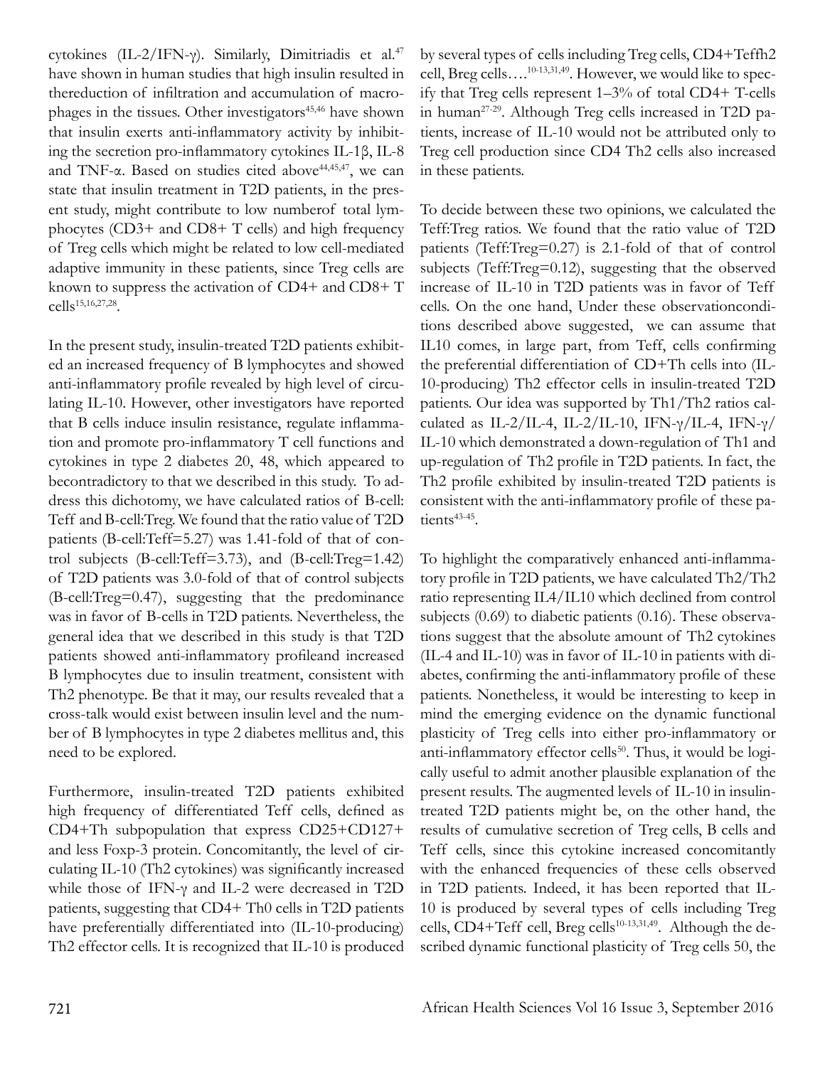cytokines (IL-2/IFN-γ). Similarly, Dimitriadis et al.[47] have shown in human studies that high insulin resulted in thereduction of infiltration and accumulation of macrophages in the tissues. Other investigators[45,46] have shown that insulin exerts anti-inflammatory activity by inhibiting the secretion pro-inflammatory cytokines IL-1β, IL-8 and TNF-α. Based on studies cited above[44,45,47], we can state that insulin treatment in T2D patients, in the present study, might contribute to low numberof total lymphocytes (CD3+ and CD8+ T cells) and high frequency of Treg cells which might be related to low cell-mediated adaptive immunity in these patients, since Treg cells are known to suppress the activation of CD4+ and CD8+ T cells[15,16,27,28].

In the present study, insulin-treated T2D patients exhibited an increased frequency of B lymphocytes and showed anti-inflammatory profile revealed by high level of circulating IL-10. However, other investigators have reported that B cells induce insulin resistance, regulate inflammation and promote pro-inflammatory T cell functions and cytokines in type 2 diabetes 20, 48, which appeared to becontradictory to that we described in this study. To address this dichotomy, we have calculated ratios of B-cell: Teff and B-cell:Treg. We found that the ratio value of T2D patients (B-cell:Teff=5.27) was 1.41-fold of that of control subjects (B-cell:Teff=3.73), and (B-cell:Treg=1.42) of T2D patients was 3.0-fold of that of control subjects (B-cell:Treg=0.47), suggesting that the predominance was in favor of B-cells in T2D patients. Nevertheless, the general idea that we described in this study is that T2D patients showed anti-inflammatory profileand increased B lymphocytes due to insulin treatment, consistent with Th2 phenotype. Be that it may, our results revealed that a cross-talk would exist between insulin level and the number of B lymphocytes in type 2 diabetes mellitus and, this need to be explored.

Furthermore, insulin-treated T2D patients exhibited high frequency of differentiated Teff cells, defined as CD4+Th subpopulation that express CD25+CD127+ and less Foxp-3 protein. Concomitantly, the level of circulating IL-10 (Th2 cytokines) was significantly increased while those of IFN-γ and IL-2 were decreased in T2D patients, suggesting that CD4+ Th0 cells in T2D patients have preferentially differentiated into (IL-10-producing) Th2 effector cells. It is recognized that IL-10 is produced by several types of cells including Treg cells, CD4+Teffh2 cell, Breg cells….[10-13,31,49]. However, we would like to specify that Treg cells represent 1–3% of total CD4+ T-cells in human[27-29]. Although Treg cells increased in T2D patients, increase of IL-10 would not be attributed only to Treg cell production since CD4 Th2 cells also increased in these patients.

To decide between these two opinions, we calculated the Teff:Treg ratios. We found that the ratio value of T2D patients (Teff:Treg=0.27) is 2.1-fold of that of control subjects (Teff:Treg=0.12), suggesting that the observed increase of IL-10 in T2D patients was in favor of Teff cells. On the one hand, Under these observationconditions described above suggested, we can assume that IL10 comes, in large part, from Teff, cells confirming the preferential differentiation of CD+Th cells into (IL-10-producing) Th2 effector cells in insulin-treated T2D patients. Our idea was supported by Th1/Th2 ratios calculated as IL-2/IL-4, IL-2/IL-10, IFN-γ/IL-4, IFN-γ/IL-10 which demonstrated a down-regulation of Th1 and up-regulation of Th2 profile in T2D patients. In fact, the Th2 profile exhibited by insulin-treated T2D patients is consistent with the anti-inflammatory profile of these patients[43-45].

To highlight the comparatively enhanced anti-inflammatory profile in T2D patients, we have calculated Th2/Th2 ratio representing IL4/IL10 which declined from control subjects (0.69) to diabetic patients (0.16). These observations suggest that the absolute amount of Th2 cytokines (IL-4 and IL-10) was in favor of IL-10 in patients with diabetes, confirming the anti-inflammatory profile of these patients. Nonetheless, it would be interesting to keep in mind the emerging evidence on the dynamic functional plasticity of Treg cells into either pro-inflammatory or anti-inflammatory effector cells[50]. Thus, it would be logically useful to admit another plausible explanation of the present results. The augmented levels of IL-10 in insulin-treated T2D patients might be, on the other hand, the results of cumulative secretion of Treg cells, B cells and Teff cells, since this cytokine increased concomitantly with the enhanced frequencies of these cells observed in T2D patients. Indeed, it has been reported that IL-10 is produced by several types of cells including Treg cells, CD4+Teff cell, Breg cells[10-13,31,49]. Although the described dynamic functional plasticity of Treg cells 50, the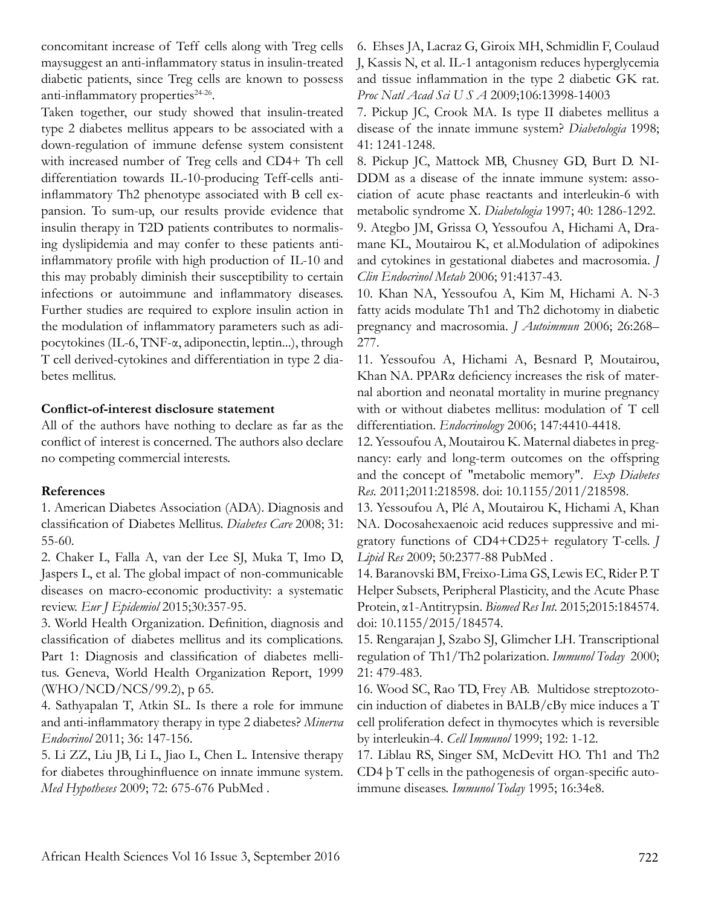concomitant increase of Teff cells along with Treg cells maysuggest an anti-inflammatory status in insulin-treated diabetic patients, since Treg cells are known to possess anti-inflammatory properties[24-26].

Taken together, our study showed that insulin-treated type 2 diabetes mellitus appears to be associated with a down-regulation of immune defense system consistent with increased number of Treg cells and CD4+ Th cell differentiation towards IL-10-producing Teff-cells anti-inflammatory Th2 phenotype associated with B cell expansion. To sum-up, our results provide evidence that insulin therapy in T2D patients contributes to normalising dyslipidemia and may confer to these patients anti-inflammatory profile with high production of IL-10 and this may probably diminish their susceptibility to certain infections or autoimmune and inflammatory diseases. Further studies are required to explore insulin action in the modulation of inflammatory parameters such as adipocytokines (IL-6, TNF-α, adiponectin, leptin...), through T cell derived-cytokines and differentiation in type 2 diabetes mellitus.

**Conflict-of-interest disclosure statement**

All of the authors have nothing to declare as far as the conflict of interest is concerned. The authors also declare no competing commercial interests.

**References**

1. American Diabetes Association (ADA). Diagnosis and classification of Diabetes Mellitus. *Diabetes Care* 2008; 31: 55-60.
2. Chaker L, Falla A, van der Lee SJ, Muka T, Imo D, Jaspers L, et al. The global impact of non-communicable diseases on macro-economic productivity: a systematic review. *Eur J Epidemiol* 2015;30:357-95.
3. World Health Organization. Definition, diagnosis and classification of diabetes mellitus and its complications. Part 1: Diagnosis and classification of diabetes mellitus. Geneva, World Health Organization Report, 1999 (WHO/NCD/NCS/99.2), p 65.
4. Sathyapalan T, Atkin SL. Is there a role for immune and anti-inflammatory therapy in type 2 diabetes? *Minerva Endocrinol* 2011; 36: 147-156.
5. Li ZZ, Liu JB, Li L, Jiao L, Chen L. Intensive therapy for diabetes throughinfluence on innate immune system. *Med Hypotheses* 2009; 72: 675-676 PubMed .
6. Ehses JA, Lacraz G, Giroix MH, Schmidlin F, Coulaud J, Kassis N, et al. IL-1 antagonism reduces hyperglycemia and tissue inflammation in the type 2 diabetic GK rat. *Proc Natl Acad Sci U S A* 2009;106:13998-14003
7. Pickup JC, Crook MA. Is type II diabetes mellitus a disease of the innate immune system? *Diabetologia* 1998; 41: 1241-1248.
8. Pickup JC, Mattock MB, Chusney GD, Burt D. NIDDM as a disease of the innate immune system: association of acute phase reactants and interleukin-6 with metabolic syndrome X. *Diabetologia* 1997; 40: 1286-1292.
9. Ategbo JM, Grissa O, Yessoufou A, Hichami A, Dramane KL, Moutairou K, et al.Modulation of adipokines and cytokines in gestational diabetes and macrosomia. *J Clin Endocrinol Metab* 2006; 91:4137-43.
10. Khan NA, Yessoufou A, Kim M, Hichami A. N-3 fatty acids modulate Th1 and Th2 dichotomy in diabetic pregnancy and macrosomia. *J Autoimmun* 2006; 26:268–277.
11. Yessoufou A, Hichami A, Besnard P, Moutairou, Khan NA. PPARα deficiency increases the risk of maternal abortion and neonatal mortality in murine pregnancy with or without diabetes mellitus: modulation of T cell differentiation. *Endocrinology* 2006; 147:4410-4418.
12. Yessoufou A, Moutairou K. Maternal diabetes in pregnancy: early and long-term outcomes on the offspring and the concept of "metabolic memory". *Exp Diabetes Res.* 2011;2011:218598. doi: 10.1155/2011/218598.
13. Yessoufou A, Plé A, Moutairou K, Hichami A, Khan NA. Docosahexaenoic acid reduces suppressive and migratory functions of CD4+CD25+ regulatory T-cells. *J Lipid Res* 2009; 50:2377-88 PubMed .
14. Baranovski BM, Freixo-Lima GS, Lewis EC, Rider P. T Helper Subsets, Peripheral Plasticity, and the Acute Phase Protein, α1-Antitrypsin. *Biomed Res Int.* 2015;2015:184574. doi: 10.1155/2015/184574.
15. Rengarajan J, Szabo SJ, Glimcher LH. Transcriptional regulation of Th1/Th2 polarization. *Immunol Today* 2000; 21: 479-483.
16. Wood SC, Rao TD, Frey AB. Multidose streptozotocin induction of diabetes in BALB/cBy mice induces a T cell proliferation defect in thymocytes which is reversible by interleukin-4. *Cell Immunol* 1999; 192: 1-12.
17. Liblau RS, Singer SM, McDevitt HO. Th1 and Th2 CD4 þ T cells in the pathogenesis of organ-specific autoimmune diseases. *Immunol Today* 1995; 16:34e8.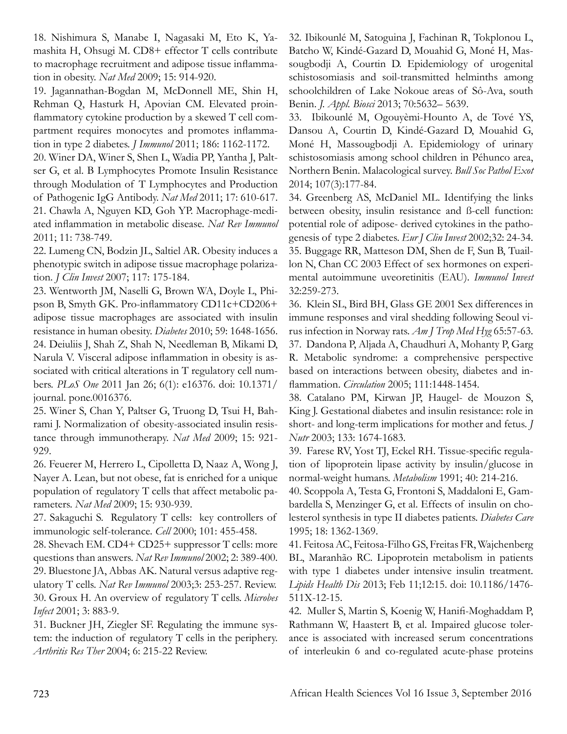18. Nishimura S, Manabe I, Nagasaki M, Eto K, Yamashita H, Ohsugi M. CD8+ effector T cells contribute to macrophage recruitment and adipose tissue inflammation in obesity. *Nat Med* 2009; 15: 914-920.

19. Jagannathan-Bogdan M, McDonnell ME, Shin H, Rehman Q, Hasturk H, Apovian CM. Elevated proinflammatory cytokine production by a skewed T cell compartment requires monocytes and promotes inflammation in type 2 diabetes. *J Immunol* 2011; 186: 1162-1172.

20. Winer DA, Winer S, Shen L, Wadia PP, Yantha J, Paltser G, et al. B Lymphocytes Promote Insulin Resistance through Modulation of T Lymphocytes and Production of Pathogenic IgG Antibody. *Nat Med* 2011; 17: 610-617.

21. Chawla A, Nguyen KD, Goh YP. Macrophage-mediated inflammation in metabolic disease. *Nat Rev Immunol* 2011; 11: 738-749.

22. Lumeng CN, Bodzin JL, Saltiel AR. Obesity induces a phenotypic switch in adipose tissue macrophage polarization. *J Clin Invest* 2007; 117: 175-184.

23. Wentworth JM, Naselli G, Brown WA, Doyle L, Phipson B, Smyth GK. Pro-inflammatory CD11c+CD206+ adipose tissue macrophages are associated with insulin resistance in human obesity. *Diabetes* 2010; 59: 1648-1656.

24. Deiuliis J, Shah Z, Shah N, Needleman B, Mikami D, Narula V. Visceral adipose inflammation in obesity is associated with critical alterations in T regulatory cell numbers. *PLoS One* 2011 Jan 26; 6(1): e16376. doi: 10.1371/journal. pone.0016376.

25. Winer S, Chan Y, Paltser G, Truong D, Tsui H, Bahrami J. Normalization of obesity-associated insulin resistance through immunotherapy. *Nat Med* 2009; 15: 921-929.

26. Feuerer M, Herrero L, Cipolletta D, Naaz A, Wong J, Nayer A. Lean, but not obese, fat is enriched for a unique population of regulatory T cells that affect metabolic parameters. *Nat Med* 2009; 15: 930-939.

27. Sakaguchi S. Regulatory T cells: key controllers of immunologic self-tolerance. *Cell* 2000; 101: 455-458.

28. Shevach EM. CD4+ CD25+ suppressor T cells: more questions than answers. *Nat Rev Immunol* 2002; 2: 389-400.

29. Bluestone JA, Abbas AK. Natural versus adaptive regulatory T cells. *Nat Rev Immunol* 2003;3: 253-257. Review.

30. Groux H. An overview of regulatory T cells. *Microbes Infect* 2001; 3: 883-9.

31. Buckner JH, Ziegler SF. Regulating the immune system: the induction of regulatory T cells in the periphery. *Arthritis Res Ther* 2004; 6: 215-22 Review.

32. Ibikounlé M, Satoguina J, Fachinan R, Tokplonou L, Batcho W, Kindé-Gazard D, Mouahid G, Moné H, Massougbodji A, Courtin D. Epidemiology of urogenital schistosomiasis and soil-transmitted helminths among schoolchildren of Lake Nokoue areas of Sô-Ava, south Benin. *J. Appl. Biosci* 2013; 70:5632– 5639.

33. Ibikounlé M, Ogouyèmi-Hounto A, de Tové YS, Dansou A, Courtin D, Kindé-Gazard D, Mouahid G, Moné H, Massougbodji A. Epidemiology of urinary schistosomiasis among school children in Péhunco area, Northern Benin. Malacological survey. *Bull Soc Pathol Exot* 2014; 107(3):177-84.

34. Greenberg AS, McDaniel ML. Identifying the links between obesity, insulin resistance and ß-cell function: potential role of adipose- derived cytokines in the pathogenesis of type 2 diabetes. *Eur J Clin Invest* 2002;32: 24-34.

35. Buggage RR, Matteson DM, Shen de F, Sun B, Tuaillon N, Chan CC 2003 Effect of sex hormones on experimental autoimmune uveoretinitis (EAU). *Immunol Invest* 32:259-273.

36. Klein SL, Bird BH, Glass GE 2001 Sex differences in immune responses and viral shedding following Seoul virus infection in Norway rats. *Am J Trop Med Hyg* 65:57-63.

37. Dandona P, Aljada A, Chaudhuri A, Mohanty P, Garg R. Metabolic syndrome: a comprehensive perspective based on interactions between obesity, diabetes and inflammation. *Circulation* 2005; 111:1448-1454.

38. Catalano PM, Kirwan JP, Haugel- de Mouzon S, King J. Gestational diabetes and insulin resistance: role in short- and long-term implications for mother and fetus. *J Nutr* 2003; 133: 1674-1683.

39. Farese RV, Yost TJ, Eckel RH. Tissue-specific regulation of lipoprotein lipase activity by insulin/glucose in normal-weight humans. *Metabolism* 1991; 40: 214-216.

40. Scoppola A, Testa G, Frontoni S, Maddaloni E, Gambardella S, Menzinger G, et al. Effects of insulin on cholesterol synthesis in type II diabetes patients. *Diabetes Care* 1995; 18: 1362-1369.

41. Feitosa AC, Feitosa-Filho GS, Freitas FR, Wajchenberg BL, Maranhão RC. Lipoprotein metabolism in patients with type 1 diabetes under intensive insulin treatment. *Lipids Health Dis* 2013; Feb 11;12:15. doi: 10.1186/1476-511X-12-15.

42. Muller S, Martin S, Koenig W, Hanifi-Moghaddam P, Rathmann W, Haastert B, et al. Impaired glucose tolerance is associated with increased serum concentrations of interleukin 6 and co-regulated acute-phase proteins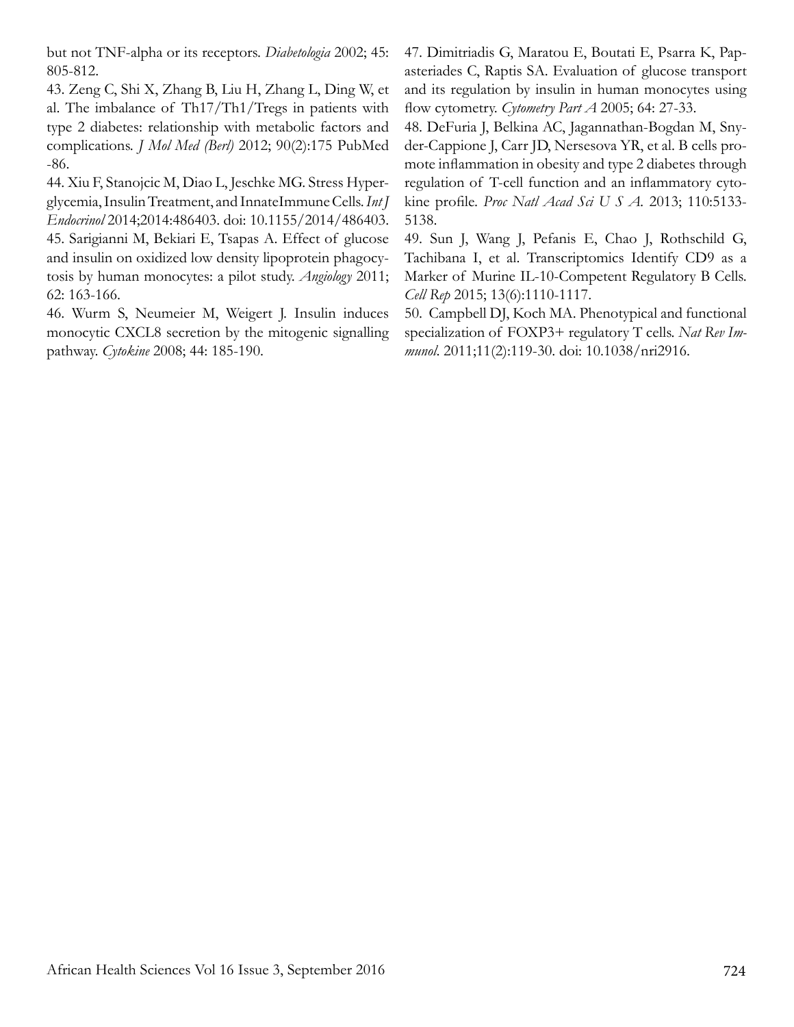but not TNF-alpha or its receptors. *Diabetologia* 2002; 45: 805-812.

43. Zeng C, Shi X, Zhang B, Liu H, Zhang L, Ding W, et al. The imbalance of Th17/Th1/Tregs in patients with type 2 diabetes: relationship with metabolic factors and complications. *J Mol Med (Berl)* 2012; 90(2):175 PubMed -86.

44. Xiu F, Stanojcic M, Diao L, Jeschke MG. Stress Hyperglycemia, Insulin Treatment, and InnateImmune Cells. *Int J Endocrinol* 2014;2014:486403. doi: 10.1155/2014/486403.

45. Sarigianni M, Bekiari E, Tsapas A. Effect of glucose and insulin on oxidized low density lipoprotein phagocytosis by human monocytes: a pilot study. *Angiology* 2011; 62: 163-166.

46. Wurm S, Neumeier M, Weigert J. Insulin induces monocytic CXCL8 secretion by the mitogenic signalling pathway. *Cytokine* 2008; 44: 185-190.

47. Dimitriadis G, Maratou E, Boutati E, Psarra K, Papasteriades C, Raptis SA. Evaluation of glucose transport and its regulation by insulin in human monocytes using flow cytometry. *Cytometry Part A* 2005; 64: 27-33.

48. DeFuria J, Belkina AC, Jagannathan-Bogdan M, Snyder-Cappione J, Carr JD, Nersesova YR, et al. B cells promote inflammation in obesity and type 2 diabetes through regulation of T-cell function and an inflammatory cytokine profile. *Proc Natl Acad Sci U S A.* 2013; 110:5133-5138.

49. Sun J, Wang J, Pefanis E, Chao J, Rothschild G, Tachibana I, et al. Transcriptomics Identify CD9 as a Marker of Murine IL-10-Competent Regulatory B Cells. *Cell Rep* 2015; 13(6):1110-1117.

50. Campbell DJ, Koch MA. Phenotypical and functional specialization of FOXP3+ regulatory T cells. *Nat Rev Immunol*. 2011;11(2):119-30. doi: 10.1038/nri2916.